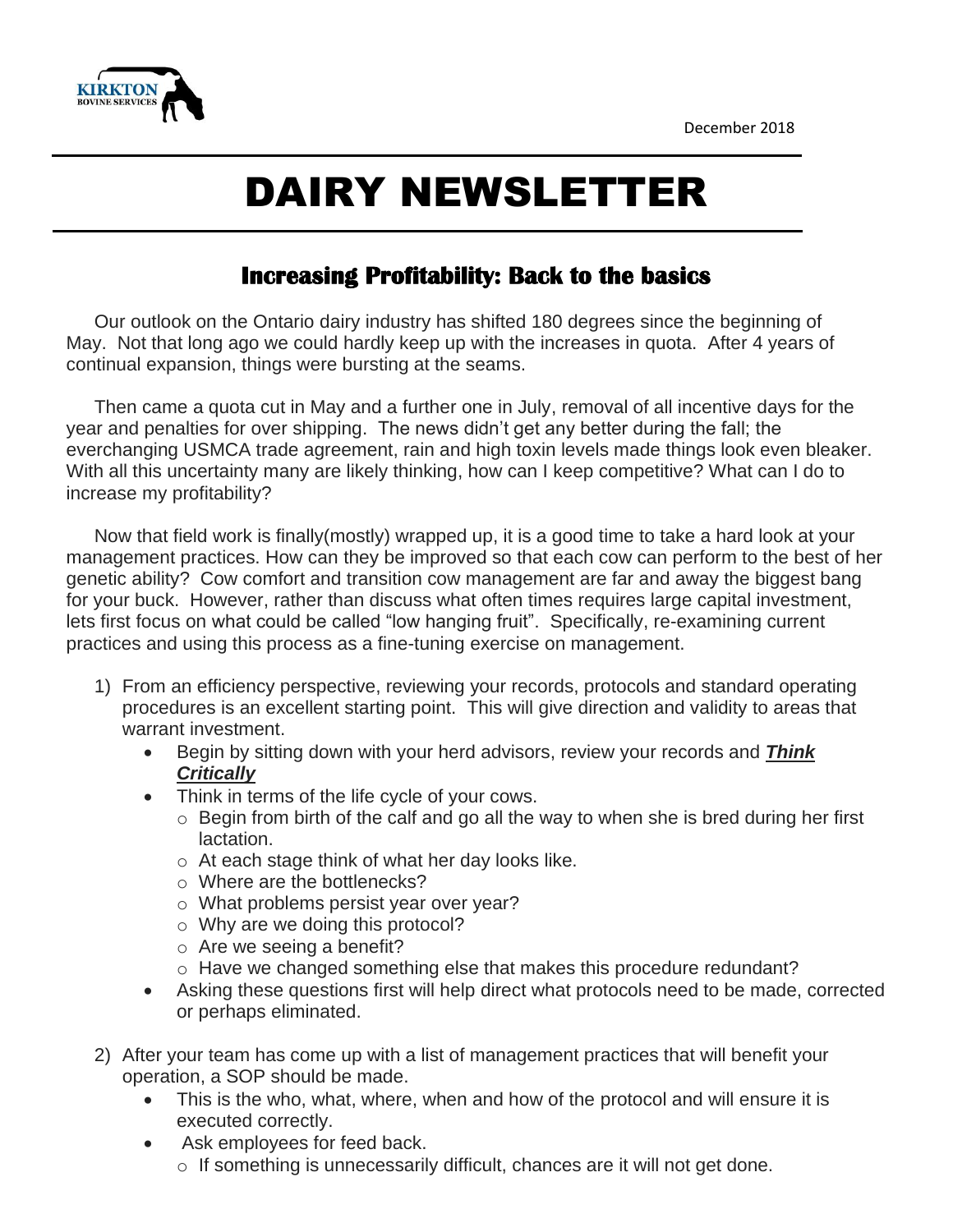December 2018

# DAIRY NEWSLETTER

## Increasing Profitability: Back to the basics

Our outlook on the Ontario dairy industry has shifted 180 degrees since the beginning of May. Not that long ago we could hardly keep up with the increases in quota. After 4 years of continual expansion, things were bursting at the seams.

Then came a quota cut in May and a further one in July, removal of all incentive days for the year and penalties for over shipping. The news didn't get any better during the fall; the everchanging USMCA trade agreement, rain and high toxin levels made things look even bleaker. With all this uncertainty many are likely thinking, how can I keep competitive? What can I do to increase my profitability?

Now that field work is finally(mostly) wrapped up, it is a good time to take a hard look at your management practices. How can they be improved so that each cow can perform to the best of her genetic ability? Cow comfort and transition cow management are far and away the biggest bang for your buck. However, rather than discuss what often times requires large capital investment, lets first focus on what could be called "low hanging fruit". Specifically, re-examining current practices and using this process as a fine-tuning exercise on management.

1) From an efficiency perspective, reviewing your records, protocols and standard operating procedures is an excellent starting point. This will give direction and validity to areas that warrant investment.
   - Begin by sitting down with your herd advisors, review your records and ***Think Critically***
   - Think in terms of the life cycle of your cows.
     - Begin from birth of the calf and go all the way to when she is bred during her first lactation.
     - At each stage think of what her day looks like.
     - Where are the bottlenecks?
     - What problems persist year over year?
     - Why are we doing this protocol?
     - Are we seeing a benefit?
     - Have we changed something else that makes this procedure redundant?
   - Asking these questions first will help direct what protocols need to be made, corrected or perhaps eliminated.

2) After your team has come up with a list of management practices that will benefit your operation, a SOP should be made.
   - This is the who, what, where, when and how of the protocol and will ensure it is executed correctly.
   - Ask employees for feed back.
     - If something is unnecessarily difficult, chances are it will not get done.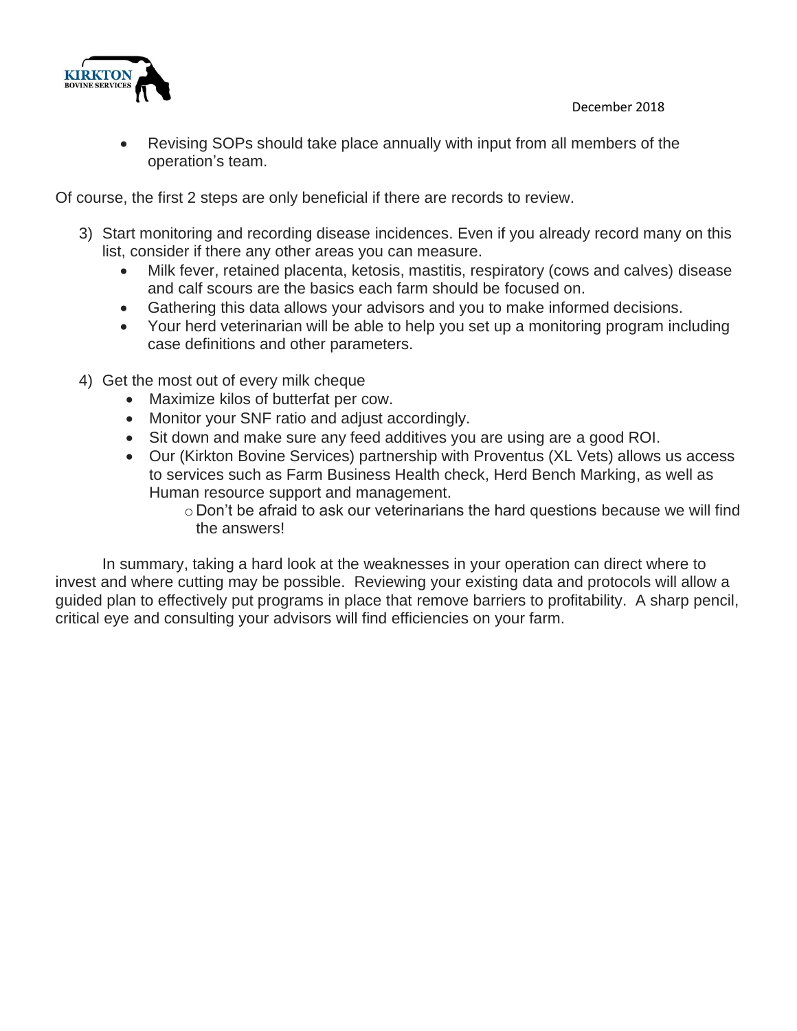- Revising SOPs should take place annually with input from all members of the operation's team.

Of course, the first 2 steps are only beneficial if there are records to review.

3) Start monitoring and recording disease incidences. Even if you already record many on this list, consider if there any other areas you can measure.
   - Milk fever, retained placenta, ketosis, mastitis, respiratory (cows and calves) disease and calf scours are the basics each farm should be focused on.
   - Gathering this data allows your advisors and you to make informed decisions.
   - Your herd veterinarian will be able to help you set up a monitoring program including case definitions and other parameters.

4) Get the most out of every milk cheque
   - Maximize kilos of butterfat per cow.
   - Monitor your SNF ratio and adjust accordingly.
   - Sit down and make sure any feed additives you are using are a good ROI.
   - Our (Kirkton Bovine Services) partnership with Proventus (XL Vets) allows us access to services such as Farm Business Health check, Herd Bench Marking, as well as Human resource support and management.
     - Don't be afraid to ask our veterinarians the hard questions because we will find the answers!

In summary, taking a hard look at the weaknesses in your operation can direct where to invest and where cutting may be possible. Reviewing your existing data and protocols will allow a guided plan to effectively put programs in place that remove barriers to profitability. A sharp pencil, critical eye and consulting your advisors will find efficiencies on your farm.